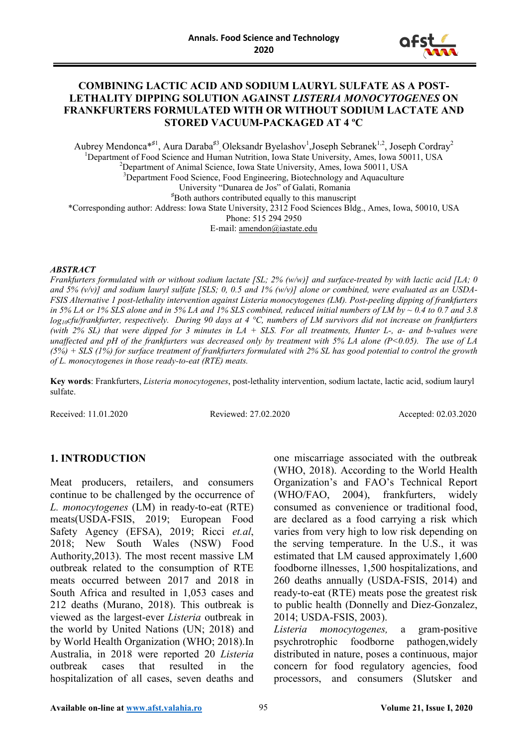# COMBINING LACTIC ACID AND SODIUM LAURYL SULFATE AS A POST-LETHALITY DIPPING SOLUTION AGAINST *LISTERIA MONOCYTOGENES* ON FRANKFURTERS FORMULATED WITH OR WITHOUT SODIUM LACTATE AND STORED VACUUM-PACKAGED AT 4 ºC

Aubrey Mendonca*[♯1], Aura Daraba[♯3], Oleksandr Byelashov[1], Joseph Sebranek[1,2], Joseph Cordray[2]

[1]Department of Food Science and Human Nutrition, Iowa State University, Ames, Iowa 50011, USA
[2]Department of Animal Science, Iowa State University, Ames, Iowa 50011, USA
[3]Department Food Science, Food Engineering, Biotechnology and Aquaculture University "Dunarea de Jos" of Galati, Romania
[♯]Both authors contributed equally to this manuscript
*Corresponding author: Address: Iowa State University, 2312 Food Sciences Bldg., Ames, Iowa, 50010, USA
Phone: 515 294 2950
E-mail: amendon@iastate.edu

### *ABSTRACT*

*Frankfurters formulated with or without sodium lactate [SL; 2% (w/w)] and surface-treated by with lactic acid [LA; 0 and 5% (v/v)] and sodium lauryl sulfate [SLS; 0, 0.5 and 1% (w/v)] alone or combined, were evaluated as an USDA-FSIS Alternative 1 post-lethality intervention against Listeria monocytogenes (LM). Post-peeling dipping of frankfurters in 5% LA or 1% SLS alone and in 5% LA and 1% SLS combined, reduced initial numbers of LM by ~ 0.4 to 0.7 and 3.8 $log_{10}$cfu/frankfurter, respectively. During 90 days at 4 °C, numbers of LM survivors did not increase on frankfurters (with 2% SL) that were dipped for 3 minutes in LA + SLS. For all treatments, Hunter L-, a- and b-values were unaffected and pH of the frankfurters was decreased only by treatment with 5% LA alone (P<0.05). The use of LA (5%) + SLS (1%) for surface treatment of frankfurters formulated with 2% SL has good potential to control the growth of L. monocytogenes in those ready-to-eat (RTE) meats.*

**Key words**: Frankfurters, *Listeria monocytogenes*, post-lethality intervention, sodium lactate, lactic acid, sodium lauryl sulfate.

Received: 11.01.2020 Reviewed: 27.02.2020 Accepted: 02.03.2020

## 1. INTRODUCTION

Meat producers, retailers, and consumers continue to be challenged by the occurrence of *L. monocytogenes* (LM) in ready-to-eat (RTE) meats(USDA-FSIS, 2019; European Food Safety Agency (EFSA), 2019; Ricci *et.al*, 2018; New South Wales (NSW) Food Authority,2013). The most recent massive LM outbreak related to the consumption of RTE meats occurred between 2017 and 2018 in South Africa and resulted in 1,053 cases and 212 deaths (Murano, 2018). This outbreak is viewed as the largest-ever *Listeria* outbreak in the world by United Nations (UN; 2018) and by World Health Organization (WHO; 2018).In Australia, in 2018 were reported 20 *Listeria* outbreak cases that resulted in the hospitalization of all cases, seven deaths and one miscarriage associated with the outbreak (WHO, 2018). According to the World Health Organization's and FAO's Technical Report (WHO/FAO, 2004), frankfurters, widely consumed as convenience or traditional food, are declared as a food carrying a risk which varies from very high to low risk depending on the serving temperature. In the U.S., it was estimated that LM caused approximately 1,600 foodborne illnesses, 1,500 hospitalizations, and 260 deaths annually (USDA-FSIS, 2014) and ready-to-eat (RTE) meats pose the greatest risk to public health (Donnelly and Diez-Gonzalez, 2014; USDA-FSIS, 2003).

*Listeria monocytogenes,* a gram-positive psychrotrophic foodborne pathogen,widely distributed in nature, poses a continuous, major concern for food regulatory agencies, food processors, and consumers (Slutsker and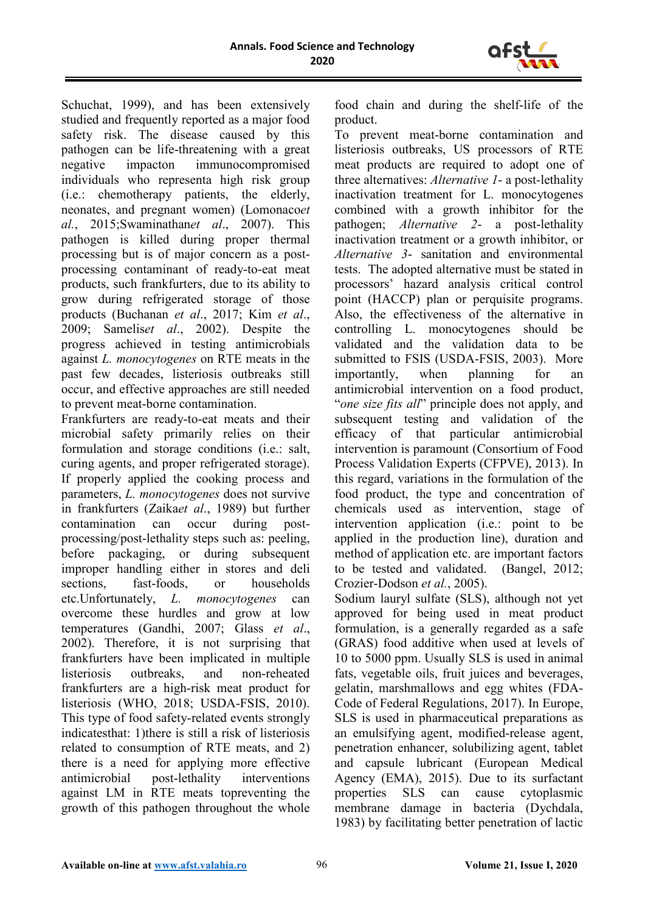Schuchat, 1999), and has been extensively studied and frequently reported as a major food safety risk. The disease caused by this pathogen can be life-threatening with a great negative impacton immunocompromised individuals who representa high risk group (i.e.: chemotherapy patients, the elderly, neonates, and pregnant women) (Lomonaco*et al.*, 2015;Swaminathan*et al.*, 2007). This pathogen is killed during proper thermal processing but is of major concern as a post-processing contaminant of ready-to-eat meat products, such frankfurters, due to its ability to grow during refrigerated storage of those products (Buchanan *et al*., 2017; Kim *et al*., 2009; Samelis*et al*., 2002). Despite the progress achieved in testing antimicrobials against *L. monocytogenes* on RTE meats in the past few decades, listeriosis outbreaks still occur, and effective approaches are still needed to prevent meat-borne contamination.

Frankfurters are ready-to-eat meats and their microbial safety primarily relies on their formulation and storage conditions (i.e.: salt, curing agents, and proper refrigerated storage). If properly applied the cooking process and parameters, *L. monocytogenes* does not survive in frankfurters (Zaika*et al*., 1989) but further contamination can occur during post-processing/post-lethality steps such as: peeling, before packaging, or during subsequent improper handling either in stores and deli sections, fast-foods, or households etc.Unfortunately, *L. monocytogenes* can overcome these hurdles and grow at low temperatures (Gandhi, 2007; Glass *et al*., 2002). Therefore, it is not surprising that frankfurters have been implicated in multiple listeriosis outbreaks, and non-reheated frankfurters are a high-risk meat product for listeriosis (WHO, 2018; USDA-FSIS, 2010). This type of food safety-related events strongly indicatesthat: 1)there is still a risk of listeriosis related to consumption of RTE meats, and 2) there is a need for applying more effective antimicrobial post-lethality interventions against LM in RTE meats topreventing the growth of this pathogen throughout the whole food chain and during the shelf-life of the product.

To prevent meat-borne contamination and listeriosis outbreaks, US processors of RTE meat products are required to adopt one of three alternatives: *Alternative 1*- a post-lethality inactivation treatment for L. monocytogenes combined with a growth inhibitor for the pathogen; *Alternative 2*- a post-lethality inactivation treatment or a growth inhibitor, or *Alternative 3*- sanitation and environmental tests. The adopted alternative must be stated in processors' hazard analysis critical control point (HACCP) plan or perquisite programs. Also, the effectiveness of the alternative in controlling L. monocytogenes should be validated and the validation data to be submitted to FSIS (USDA-FSIS, 2003). More importantly, when planning for an antimicrobial intervention on a food product, "*one size fits all*" principle does not apply, and subsequent testing and validation of the efficacy of that particular antimicrobial intervention is paramount (Consortium of Food Process Validation Experts (CFPVE), 2013). In this regard, variations in the formulation of the food product, the type and concentration of chemicals used as intervention, stage of intervention application (i.e.: point to be applied in the production line), duration and method of application etc. are important factors to be tested and validated. (Bangel, 2012; Crozier-Dodson *et al.*, 2005).

Sodium lauryl sulfate (SLS), although not yet approved for being used in meat product formulation, is a generally regarded as a safe (GRAS) food additive when used at levels of 10 to 5000 ppm. Usually SLS is used in animal fats, vegetable oils, fruit juices and beverages, gelatin, marshmallows and egg whites (FDA-Code of Federal Regulations, 2017). In Europe, SLS is used in pharmaceutical preparations as an emulsifying agent, modified-release agent, penetration enhancer, solubilizing agent, tablet and capsule lubricant (European Medical Agency (EMA), 2015). Due to its surfactant properties SLS can cause cytoplasmic membrane damage in bacteria (Dychdala, 1983) by facilitating better penetration of lactic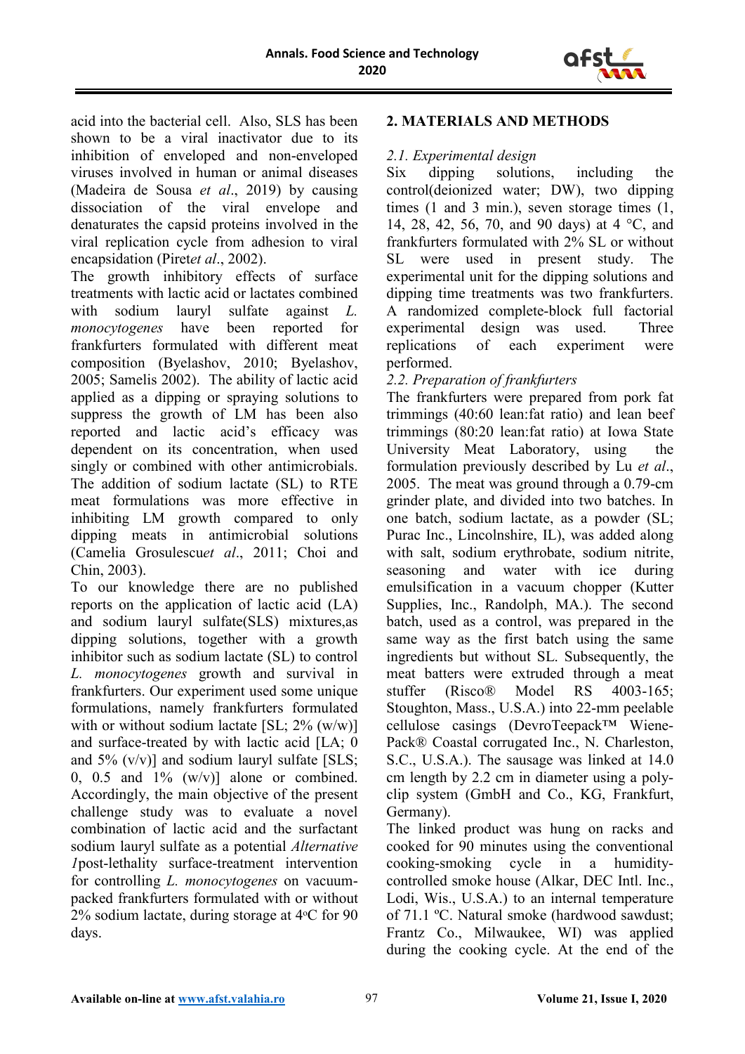acid into the bacterial cell. Also, SLS has been shown to be a viral inactivator due to its inhibition of enveloped and non-enveloped viruses involved in human or animal diseases (Madeira de Sousa *et al*., 2019) by causing dissociation of the viral envelope and denaturates the capsid proteins involved in the viral replication cycle from adhesion to viral encapsidation (Piret*et al*., 2002).

The growth inhibitory effects of surface treatments with lactic acid or lactates combined with sodium lauryl sulfate against *L. monocytogenes* have been reported for frankfurters formulated with different meat composition (Byelashov, 2010; Byelashov, 2005; Samelis 2002). The ability of lactic acid applied as a dipping or spraying solutions to suppress the growth of LM has been also reported and lactic acid's efficacy was dependent on its concentration, when used singly or combined with other antimicrobials. The addition of sodium lactate (SL) to RTE meat formulations was more effective in inhibiting LM growth compared to only dipping meats in antimicrobial solutions (Camelia Grosulescu*et al*., 2011; Choi and Chin, 2003).

To our knowledge there are no published reports on the application of lactic acid (LA) and sodium lauryl sulfate(SLS) mixtures,as dipping solutions, together with a growth inhibitor such as sodium lactate (SL) to control *L. monocytogenes* growth and survival in frankfurters. Our experiment used some unique formulations, namely frankfurters formulated with or without sodium lactate [SL; 2% (w/w)] and surface-treated by with lactic acid [LA; 0 and 5% (v/v)] and sodium lauryl sulfate [SLS; 0, 0.5 and 1% (w/v)] alone or combined. Accordingly, the main objective of the present challenge study was to evaluate a novel combination of lactic acid and the surfactant sodium lauryl sulfate as a potential *Alternative 1*post-lethality surface-treatment intervention for controlling *L. monocytogenes* on vacuum-packed frankfurters formulated with or without 2% sodium lactate, during storage at 4°C for 90 days.

## 2. MATERIALS AND METHODS

### *2.1. Experimental design*

Six dipping solutions, including the control(deionized water; DW), two dipping times (1 and 3 min.), seven storage times (1, 14, 28, 42, 56, 70, and 90 days) at 4 °C, and frankfurters formulated with 2% SL or without SL were used in present study. The experimental unit for the dipping solutions and dipping time treatments was two frankfurters. A randomized complete-block full factorial experimental design was used. Three replications of each experiment were performed.

### *2.2. Preparation of frankfurters*

The frankfurters were prepared from pork fat trimmings (40:60 lean:fat ratio) and lean beef trimmings (80:20 lean:fat ratio) at Iowa State University Meat Laboratory, using the formulation previously described by Lu *et al*., 2005. The meat was ground through a 0.79-cm grinder plate, and divided into two batches. In one batch, sodium lactate, as a powder (SL; Purac Inc., Lincolnshire, IL), was added along with salt, sodium erythrobate, sodium nitrite, seasoning and water with ice during emulsification in a vacuum chopper (Kutter Supplies, Inc., Randolph, MA.). The second batch, used as a control, was prepared in the same way as the first batch using the same ingredients but without SL. Subsequently, the meat batters were extruded through a meat stuffer (Risco® Model RS 4003-165; Stoughton, Mass., U.S.A.) into 22-mm peelable cellulose casings (DevroTeepack™ Wiene-Pack® Coastal corrugated Inc., N. Charleston, S.C., U.S.A.). The sausage was linked at 14.0 cm length by 2.2 cm in diameter using a poly-clip system (GmbH and Co., KG, Frankfurt, Germany).

The linked product was hung on racks and cooked for 90 minutes using the conventional cooking-smoking cycle in a humidity-controlled smoke house (Alkar, DEC Intl. Inc., Lodi, Wis., U.S.A.) to an internal temperature of 71.1 ºC. Natural smoke (hardwood sawdust; Frantz Co., Milwaukee, WI) was applied during the cooking cycle. At the end of the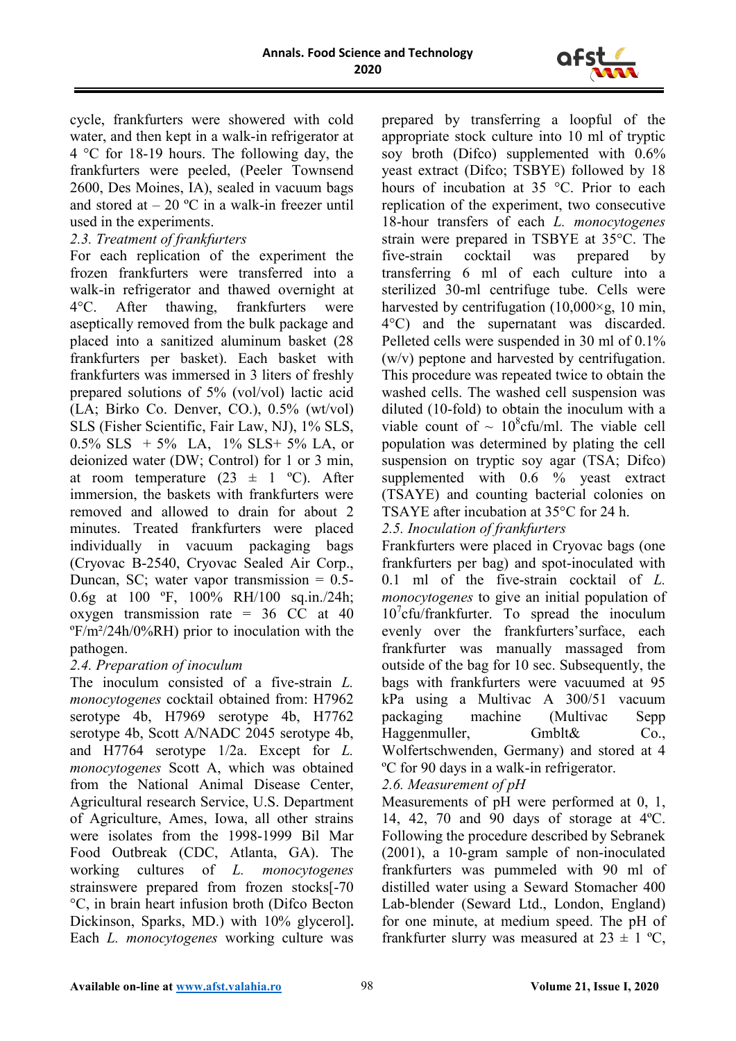cycle, frankfurters were showered with cold water, and then kept in a walk-in refrigerator at 4 °C for 18-19 hours. The following day, the frankfurters were peeled, (Peeler Townsend 2600, Des Moines, IA), sealed in vacuum bags and stored at – 20 ºC in a walk-in freezer until used in the experiments.

*2.3. Treatment of frankfurters*

For each replication of the experiment the frozen frankfurters were transferred into a walk-in refrigerator and thawed overnight at 4°C. After thawing, frankfurters were aseptically removed from the bulk package and placed into a sanitized aluminum basket (28 frankfurters per basket). Each basket with frankfurters was immersed in 3 liters of freshly prepared solutions of 5% (vol/vol) lactic acid (LA; Birko Co. Denver, CO.), 0.5% (wt/vol) SLS (Fisher Scientific, Fair Law, NJ), 1% SLS, 0.5% SLS + 5% LA, 1% SLS+ 5% LA, or deionized water (DW; Control) for 1 or 3 min, at room temperature (23 ± 1 ºC). After immersion, the baskets with frankfurters were removed and allowed to drain for about 2 minutes. Treated frankfurters were placed individually in vacuum packaging bags (Cryovac B-2540, Cryovac Sealed Air Corp., Duncan, SC; water vapor transmission = 0.5-0.6g at 100 ºF, 100% RH/100 sq.in./24h; oxygen transmission rate = 36 CC at 40 ºF/m²/24h/0%RH) prior to inoculation with the pathogen.

*2.4. Preparation of inoculum*

The inoculum consisted of a five-strain *L. monocytogenes* cocktail obtained from: H7962 serotype 4b, H7969 serotype 4b, H7762 serotype 4b, Scott A/NADC 2045 serotype 4b, and H7764 serotype 1/2a. Except for *L. monocytogenes* Scott A, which was obtained from the National Animal Disease Center, Agricultural research Service, U.S. Department of Agriculture, Ames, Iowa, all other strains were isolates from the 1998-1999 Bil Mar Food Outbreak (CDC, Atlanta, GA). The working cultures of *L. monocytogenes* strainswere prepared from frozen stocks[-70 °C, in brain heart infusion broth (Difco Becton Dickinson, Sparks, MD.) with 10% glycerol]. Each *L. monocytogenes* working culture was prepared by transferring a loopful of the appropriate stock culture into 10 ml of tryptic soy broth (Difco) supplemented with 0.6% yeast extract (Difco; TSBYE) followed by 18 hours of incubation at 35 °C. Prior to each replication of the experiment, two consecutive 18-hour transfers of each *L. monocytogenes* strain were prepared in TSBYE at 35°C. The five-strain cocktail was prepared by transferring 6 ml of each culture into a sterilized 30-ml centrifuge tube. Cells were harvested by centrifugation (10,000×g, 10 min, 4°C) and the supernatant was discarded. Pelleted cells were suspended in 30 ml of 0.1% (w/v) peptone and harvested by centrifugation. This procedure was repeated twice to obtain the washed cells. The washed cell suspension was diluted (10-fold) to obtain the inoculum with a viable count of ~ $10^8$cfu/ml. The viable cell population was determined by plating the cell suspension on tryptic soy agar (TSA; Difco) supplemented with 0.6 % yeast extract (TSAYE) and counting bacterial colonies on TSAYE after incubation at 35°C for 24 h.

*2.5. Inoculation of frankfurters*

Frankfurters were placed in Cryovac bags (one frankfurters per bag) and spot-inoculated with 0.1 ml of the five-strain cocktail of *L. monocytogenes* to give an initial population of $10^7$cfu/frankfurter. To spread the inoculum evenly over the frankfurters'surface, each frankfurter was manually massaged from outside of the bag for 10 sec. Subsequently, the bags with frankfurters were vacuumed at 95 kPa using a Multivac A 300/51 vacuum packaging machine (Multivac Sepp Haggenmuller, Gmblt& Co., Wolfertschwenden, Germany) and stored at 4 ºC for 90 days in a walk-in refrigerator.

*2.6. Measurement of pH*

Measurements of pH were performed at 0, 1, 14, 42, 70 and 90 days of storage at 4ºC. Following the procedure described by Sebranek (2001), a 10-gram sample of non-inoculated frankfurters was pummeled with 90 ml of distilled water using a Seward Stomacher 400 Lab-blender (Seward Ltd., London, England) for one minute, at medium speed. The pH of frankfurter slurry was measured at 23 ± 1 ºC,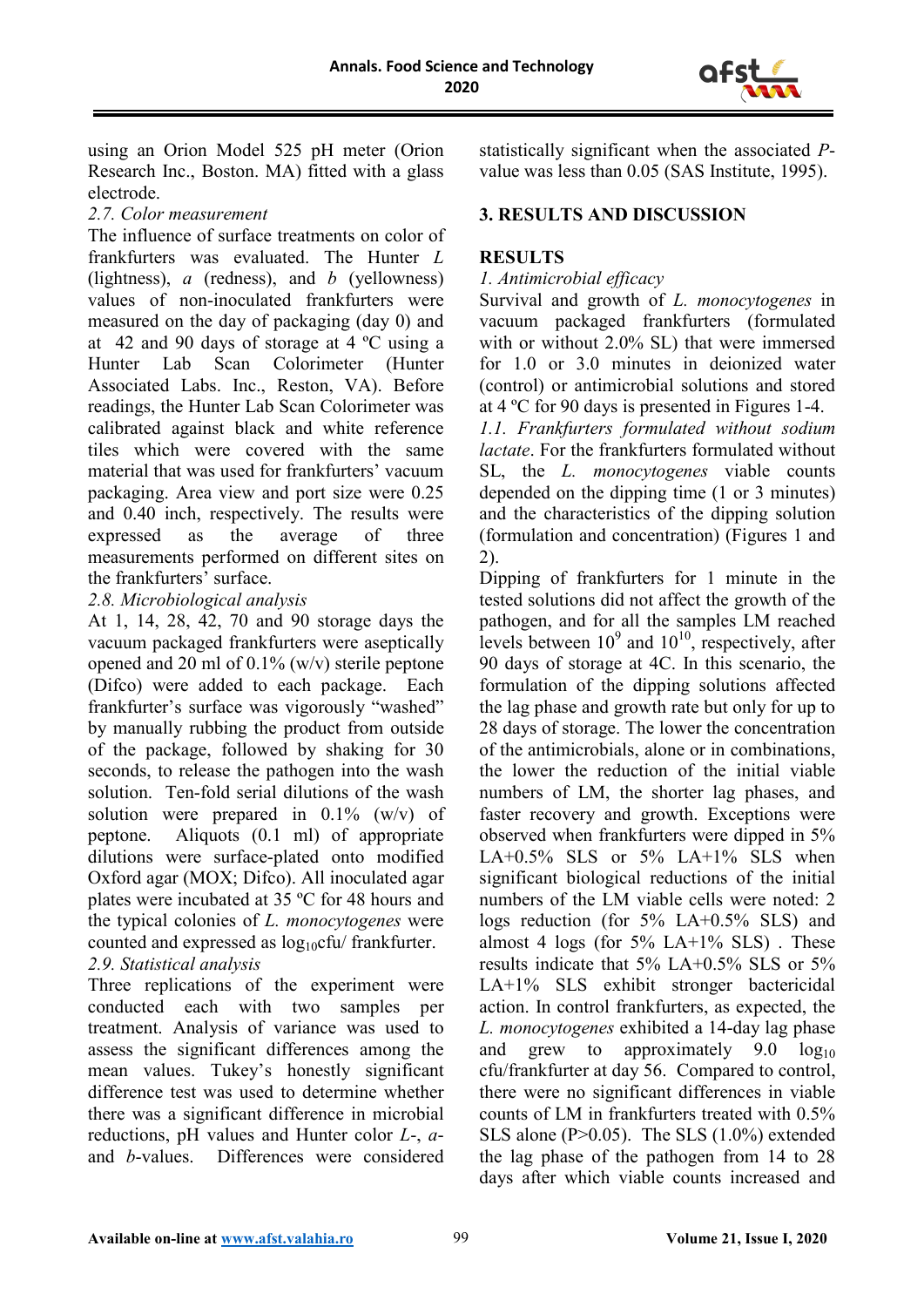using an Orion Model 525 pH meter (Orion Research Inc., Boston. MA) fitted with a glass electrode.

*2.7. Color measurement*

The influence of surface treatments on color of frankfurters was evaluated. The Hunter *L* (lightness), *a* (redness), and *b* (yellowness) values of non-inoculated frankfurters were measured on the day of packaging (day 0) and at 42 and 90 days of storage at 4 ºC using a Hunter Lab Scan Colorimeter (Hunter Associated Labs. Inc., Reston, VA). Before readings, the Hunter Lab Scan Colorimeter was calibrated against black and white reference tiles which were covered with the same material that was used for frankfurters' vacuum packaging. Area view and port size were 0.25 and 0.40 inch, respectively. The results were expressed as the average of three measurements performed on different sites on the frankfurters' surface.

*2.8. Microbiological analysis*

At 1, 14, 28, 42, 70 and 90 storage days the vacuum packaged frankfurters were aseptically opened and 20 ml of 0.1% (w/v) sterile peptone (Difco) were added to each package. Each frankfurter's surface was vigorously "washed" by manually rubbing the product from outside of the package, followed by shaking for 30 seconds, to release the pathogen into the wash solution. Ten-fold serial dilutions of the wash solution were prepared in 0.1% (w/v) of peptone. Aliquots (0.1 ml) of appropriate dilutions were surface-plated onto modified Oxford agar (MOX; Difco). All inoculated agar plates were incubated at 35 ºC for 48 hours and the typical colonies of *L. monocytogenes* were counted and expressed as $\log_{10}$cfu/ frankfurter.

*2.9. Statistical analysis*

Three replications of the experiment were conducted each with two samples per treatment. Analysis of variance was used to assess the significant differences among the mean values. Tukey's honestly significant difference test was used to determine whether there was a significant difference in microbial reductions, pH values and Hunter color *L*-, *a*- and *b*-values. Differences were considered statistically significant when the associated *P*-value was less than 0.05 (SAS Institute, 1995).

## 3. RESULTS AND DISCUSSION

### RESULTS

*1. Antimicrobial efficacy*

Survival and growth of *L. monocytogenes* in vacuum packaged frankfurters (formulated with or without 2.0% SL) that were immersed for 1.0 or 3.0 minutes in deionized water (control) or antimicrobial solutions and stored at 4 ºC for 90 days is presented in Figures 1-4.

*1.1. Frankfurters formulated without sodium lactate*. For the frankfurters formulated without SL, the *L. monocytogenes* viable counts depended on the dipping time (1 or 3 minutes) and the characteristics of the dipping solution (formulation and concentration) (Figures 1 and 2).

Dipping of frankfurters for 1 minute in the tested solutions did not affect the growth of the pathogen, and for all the samples LM reached levels between $10^9$ and $10^{10}$, respectively, after 90 days of storage at 4C. In this scenario, the formulation of the dipping solutions affected the lag phase and growth rate but only for up to 28 days of storage. The lower the concentration of the antimicrobials, alone or in combinations, the lower the reduction of the initial viable numbers of LM, the shorter lag phases, and faster recovery and growth. Exceptions were observed when frankfurters were dipped in 5% LA+0.5% SLS or 5% LA+1% SLS when significant biological reductions of the initial numbers of the LM viable cells were noted: 2 logs reduction (for 5% LA+0.5% SLS) and almost 4 logs (for 5% LA+1% SLS) . These results indicate that 5% LA+0.5% SLS or 5% LA+1% SLS exhibit stronger bactericidal action. In control frankfurters, as expected, the *L. monocytogenes* exhibited a 14-day lag phase and grew to approximately 9.0 $\log_{10}$ cfu/frankfurter at day 56. Compared to control, there were no significant differences in viable counts of LM in frankfurters treated with 0.5% SLS alone (P>0.05). The SLS (1.0%) extended the lag phase of the pathogen from 14 to 28 days after which viable counts increased and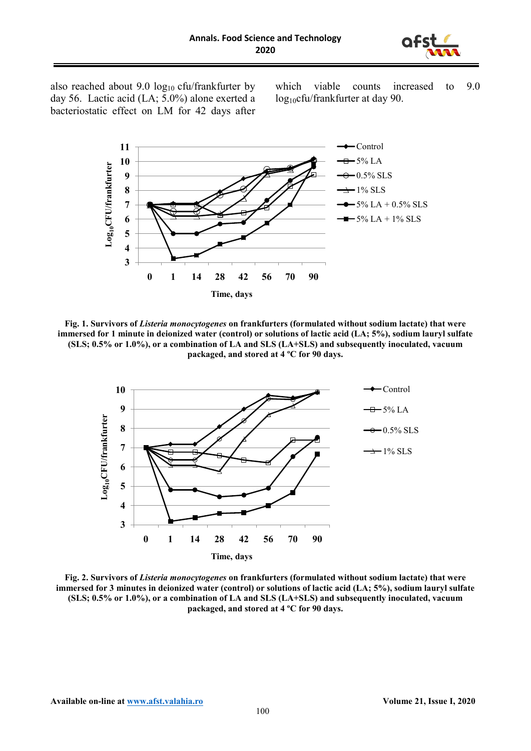also reached about 9.0 $\log_{10}$ cfu/frankfurter by day 56. Lactic acid (LA; 5.0%) alone exerted a bacteriostatic effect on LM for 42 days after which viable counts increased to 9.0 $\log_{10}$cfu/frankfurter at day 90.

**Fig. 1. Survivors of *Listeria monocytogenes* on frankfurters (formulated without sodium lactate) that were immersed for 1 minute in deionized water (control) or solutions of lactic acid (LA; 5%), sodium lauryl sulfate (SLS; 0.5% or 1.0%), or a combination of LA and SLS (LA+SLS) and subsequently inoculated, vacuum packaged, and stored at 4 ºC for 90 days.**

**Fig. 2. Survivors of *Listeria monocytogenes* on frankfurters (formulated without sodium lactate) that were immersed for 3 minutes in deionized water (control) or solutions of lactic acid (LA; 5%), sodium lauryl sulfate (SLS; 0.5% or 1.0%), or a combination of LA and SLS (LA+SLS) and subsequently inoculated, vacuum packaged, and stored at 4 ºC for 90 days.**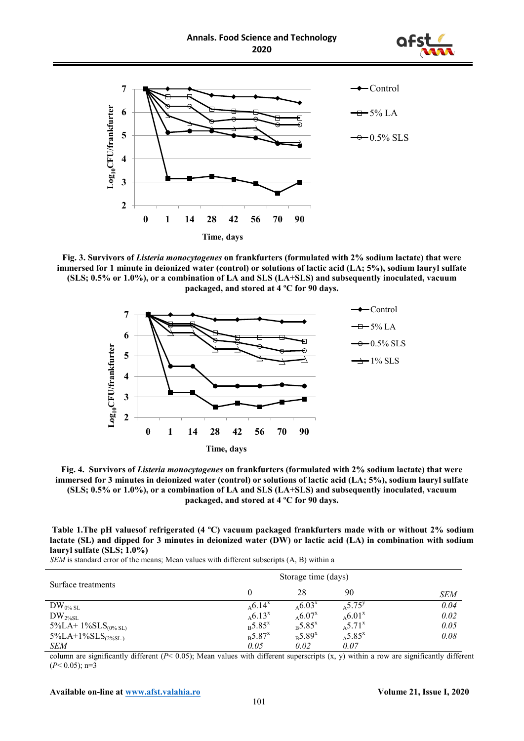**Fig. 3. Survivors of *Listeria monocytogenes* on frankfurters (formulated with 2% sodium lactate) that were immersed for 1 minute in deionized water (control) or solutions of lactic acid (LA; 5%), sodium lauryl sulfate (SLS; 0.5% or 1.0%), or a combination of LA and SLS (LA+SLS) and subsequently inoculated, vacuum packaged, and stored at 4 ºC for 90 days.**

**Fig. 4. Survivors of *Listeria monocytogenes* on frankfurters (formulated with 2% sodium lactate) that were immersed for 3 minutes in deionized water (control) or solutions of lactic acid (LA; 5%), sodium lauryl sulfate (SLS; 0.5% or 1.0%), or a combination of LA and SLS (LA+SLS) and subsequently inoculated, vacuum packaged, and stored at 4 ºC for 90 days.**

**Table 1.The pH valuesof refrigerated (4 ºC) vacuum packaged frankfurters made with or without 2% sodium lactate (SL) and dipped for 3 minutes in deionized water (DW) or lactic acid (LA) in combination with sodium lauryl sulfate (SLS; 1.0%)**

| Surface treatments | Storage time (days) | | | |
|---|---|---|---|---|
| | 0 | 28 | 90 | *SEM* |
| $DW_{0\% SL}$ | $_{A}6.14^{x}$ | $_{A}6.03^{x}$ | $_{A}5.75^{y}$ | *0.04* |
| $DW_{2\% SL}$ | $_{A}6.13^{x}$ | $_{A}6.07^{x}$ | $_{A}6.01^{x}$ | *0.02* |
| $5\%LA+ 1\%SLS_{(0\% SL)}$ | $_{B}5.85^{x}$ | $_{B}5.85^{x}$ | $_{A}5.71^{x}$ | *0.05* |
| $5\%LA+1\%SLS_{(2\% SL)}$ | $_{B}5.87^{x}$ | $_{B}5.89^{x}$ | $_{A}5.85^{x}$ | *0.08* |
| *SEM* | *0.05* | *0.02* | *0.07* | |

*SEM* is standard error of the means; Mean values with different subscripts (A, B) within a column are significantly different ($P< 0.05$); Mean values with different superscripts (x, y) within a row are significantly different ($P< 0.05$); n=3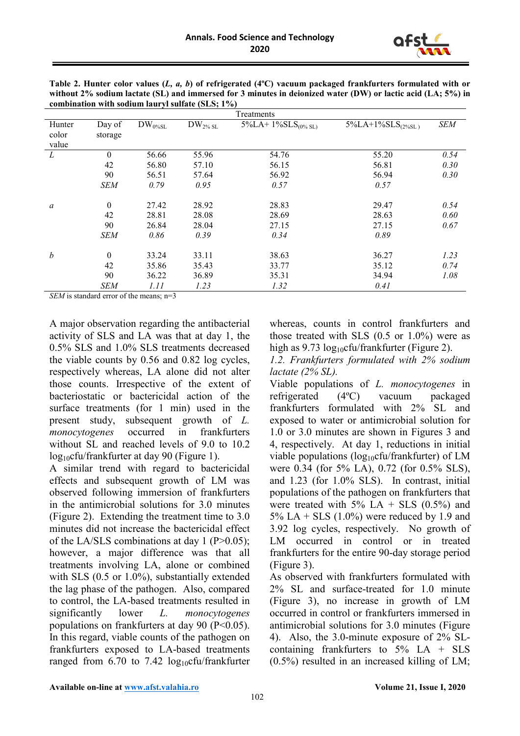**Table 2. Hunter color values (*L, a, b*) of refrigerated (4ºC) vacuum packaged frankfurters formulated with or without 2% sodium lactate (SL) and immersed for 3 minutes in deionized water (DW) or lactic acid (LA; 5%) in combination with sodium lauryl sulfate (SLS; 1%)**

| | | Treatments | | | | |
|---|---|---|---|---|---|---|
| Hunter color value | Day of storage | $DW_{0\%SL}$ | $DW_{2\% SL}$ | $5\%LA + 1\%SLS_{(0\% SL)}$ | $5\%LA+1\%SLS_{(2\%SL)}$ | *SEM* |
| *L* | 0 | 56.66 | 55.96 | 54.76 | 55.20 | *0.54* |
| | 42 | 56.80 | 57.10 | 56.15 | 56.81 | *0.30* |
| | 90 | 56.51 | 57.64 | 56.92 | 56.94 | *0.30* |
| | *SEM* | *0.79* | *0.95* | *0.57* | *0.57* | |
| *a* | 0 | 27.42 | 28.92 | 28.83 | 29.47 | *0.54* |
| | 42 | 28.81 | 28.08 | 28.69 | 28.63 | *0.60* |
| | 90 | 26.84 | 28.04 | 27.15 | 27.15 | *0.67* |
| | *SEM* | *0.86* | *0.39* | *0.34* | *0.89* | |
| *b* | 0 | 33.24 | 33.11 | 38.63 | 36.27 | *1.23* |
| | 42 | 35.86 | 35.43 | 33.77 | 35.12 | *0.74* |
| | 90 | 36.22 | 36.89 | 35.31 | 34.94 | *1.08* |
| | *SEM* | *1.11* | *1.23* | *1.32* | *0.41* | |

*SEM* is standard error of the means; n=3

A major observation regarding the antibacterial activity of SLS and LA was that at day 1, the 0.5% SLS and 1.0% SLS treatments decreased the viable counts by 0.56 and 0.82 log cycles, respectively whereas, LA alone did not alter those counts. Irrespective of the extent of bacteriostatic or bactericidal action of the surface treatments (for 1 min) used in the present study, subsequent growth of *L. monocytogenes* occurred in frankfurters without SL and reached levels of 9.0 to 10.2 $\log_{10}$cfu/frankfurter at day 90 (Figure 1).

A similar trend with regard to bactericidal effects and subsequent growth of LM was observed following immersion of frankfurters in the antimicrobial solutions for 3.0 minutes (Figure 2). Extending the treatment time to 3.0 minutes did not increase the bactericidal effect of the LA/SLS combinations at day 1 ($P>0.05$); however, a major difference was that all treatments involving LA, alone or combined with SLS (0.5 or 1.0%), substantially extended the lag phase of the pathogen. Also, compared to control, the LA-based treatments resulted in significantly lower *L. monocytogenes* populations on frankfurters at day 90 ($P<0.05$). In this regard, viable counts of the pathogen on frankfurters exposed to LA-based treatments ranged from 6.70 to 7.42 $\log_{10}$cfu/frankfurter whereas, counts in control frankfurters and those treated with SLS (0.5 or 1.0%) were as high as 9.73 $\log_{10}$cfu/frankfurter (Figure 2).

*1.2. Frankfurters formulated with 2% sodium lactate (2% SL).*

Viable populations of *L. monocytogenes* in refrigerated (4ºC) vacuum packaged frankfurters formulated with 2% SL and exposed to water or antimicrobial solution for 1.0 or 3.0 minutes are shown in Figures 3 and 4, respectively. At day 1, reductions in initial viable populations ($\log_{10}$cfu/frankfurter) of LM were 0.34 (for 5% LA), 0.72 (for 0.5% SLS), and 1.23 (for 1.0% SLS). In contrast, initial populations of the pathogen on frankfurters that were treated with 5% LA + SLS (0.5%) and 5% LA + SLS (1.0%) were reduced by 1.9 and 3.92 log cycles, respectively. No growth of LM occurred in control or in treated frankfurters for the entire 90-day storage period (Figure 3).

As observed with frankfurters formulated with 2% SL and surface-treated for 1.0 minute (Figure 3), no increase in growth of LM occurred in control or frankfurters immersed in antimicrobial solutions for 3.0 minutes (Figure 4). Also, the 3.0-minute exposure of 2% SL-containing frankfurters to 5% LA + SLS (0.5%) resulted in an increased killing of LM;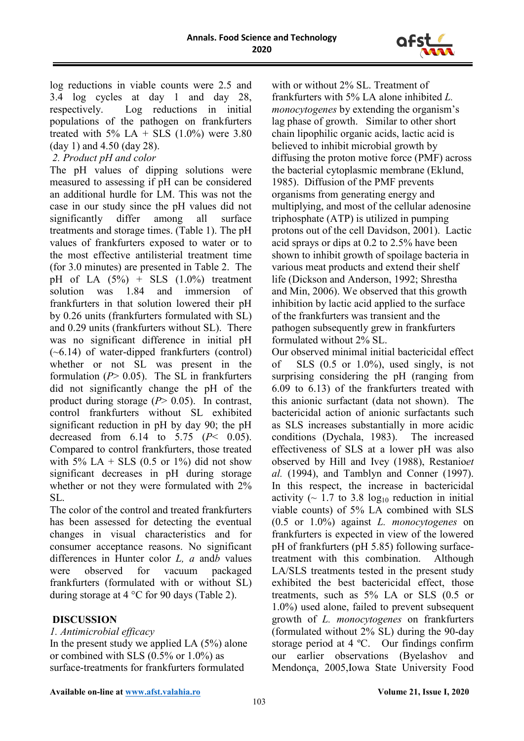log reductions in viable counts were 2.5 and 3.4 log cycles at day 1 and day 28, respectively. Log reductions in initial populations of the pathogen on frankfurters treated with 5% LA + SLS (1.0%) were 3.80 (day 1) and 4.50 (day 28).

*2. Product pH and color*

The pH values of dipping solutions were measured to assessing if pH can be considered an additional hurdle for LM. This was not the case in our study since the pH values did not significantly differ among all surface treatments and storage times. (Table 1). The pH values of frankfurters exposed to water or to the most effective antilisterial treatment time (for 3.0 minutes) are presented in Table 2. The pH of LA (5%) + SLS (1.0%) treatment solution was 1.84 and immersion of frankfurters in that solution lowered their pH by 0.26 units (frankfurters formulated with SL) and 0.29 units (frankfurters without SL). There was no significant difference in initial pH (~6.14) of water-dipped frankfurters (control) whether or not SL was present in the formulation ($P > 0.05$). The SL in frankfurters did not significantly change the pH of the product during storage ($P > 0.05$). In contrast, control frankfurters without SL exhibited significant reduction in pH by day 90; the pH decreased from 6.14 to 5.75 ($P < 0.05$). Compared to control frankfurters, those treated with 5% LA + SLS (0.5 or 1%) did not show significant decreases in pH during storage whether or not they were formulated with 2% SL.

The color of the control and treated frankfurters has been assessed for detecting the eventual changes in visual characteristics and for consumer acceptance reasons. No significant differences in Hunter color *L, a* and *b* values were observed for vacuum packaged frankfurters (formulated with or without SL) during storage at 4 °C for 90 days (Table 2).

## DISCUSSION

*1. Antimicrobial efficacy*

In the present study we applied LA (5%) alone or combined with SLS (0.5% or 1.0%) as surface-treatments for frankfurters formulated with or without 2% SL. Treatment of frankfurters with 5% LA alone inhibited *L. monocytogenes* by extending the organism's lag phase of growth. Similar to other short chain lipophilic organic acids, lactic acid is believed to inhibit microbial growth by diffusing the proton motive force (PMF) across the bacterial cytoplasmic membrane (Eklund, 1985). Diffusion of the PMF prevents organisms from generating energy and multiplying, and most of the cellular adenosine triphosphate (ATP) is utilized in pumping protons out of the cell Davidson, 2001). Lactic acid sprays or dips at 0.2 to 2.5% have been shown to inhibit growth of spoilage bacteria in various meat products and extend their shelf life (Dickson and Anderson, 1992; Shrestha and Min, 2006). We observed that this growth inhibition by lactic acid applied to the surface of the frankfurters was transient and the pathogen subsequently grew in frankfurters formulated without 2% SL.

Our observed minimal initial bactericidal effect of SLS (0.5 or 1.0%), used singly, is not surprising considering the pH (ranging from 6.09 to 6.13) of the frankfurters treated with this anionic surfactant (data not shown). The bactericidal action of anionic surfactants such as SLS increases substantially in more acidic conditions (Dychala, 1983). The increased effectiveness of SLS at a lower pH was also observed by Hill and Ivey (1988), Restanio*et al.* (1994), and Tamblyn and Conner (1997). In this respect, the increase in bactericidal activity (~ 1.7 to 3.8 $\log_{10}$ reduction in initial viable counts) of 5% LA combined with SLS (0.5 or 1.0%) against *L. monocytogenes* on frankfurters is expected in view of the lowered pH of frankfurters (pH 5.85) following surface-treatment with this combination. Although LA/SLS treatments tested in the present study exhibited the best bactericidal effect, those treatments, such as 5% LA or SLS (0.5 or 1.0%) used alone, failed to prevent subsequent growth of *L. monocytogenes* on frankfurters (formulated without 2% SL) during the 90-day storage period at 4 ºC. Our findings confirm our earlier observations (Byelashov and Mendonça, 2005,Iowa State University Food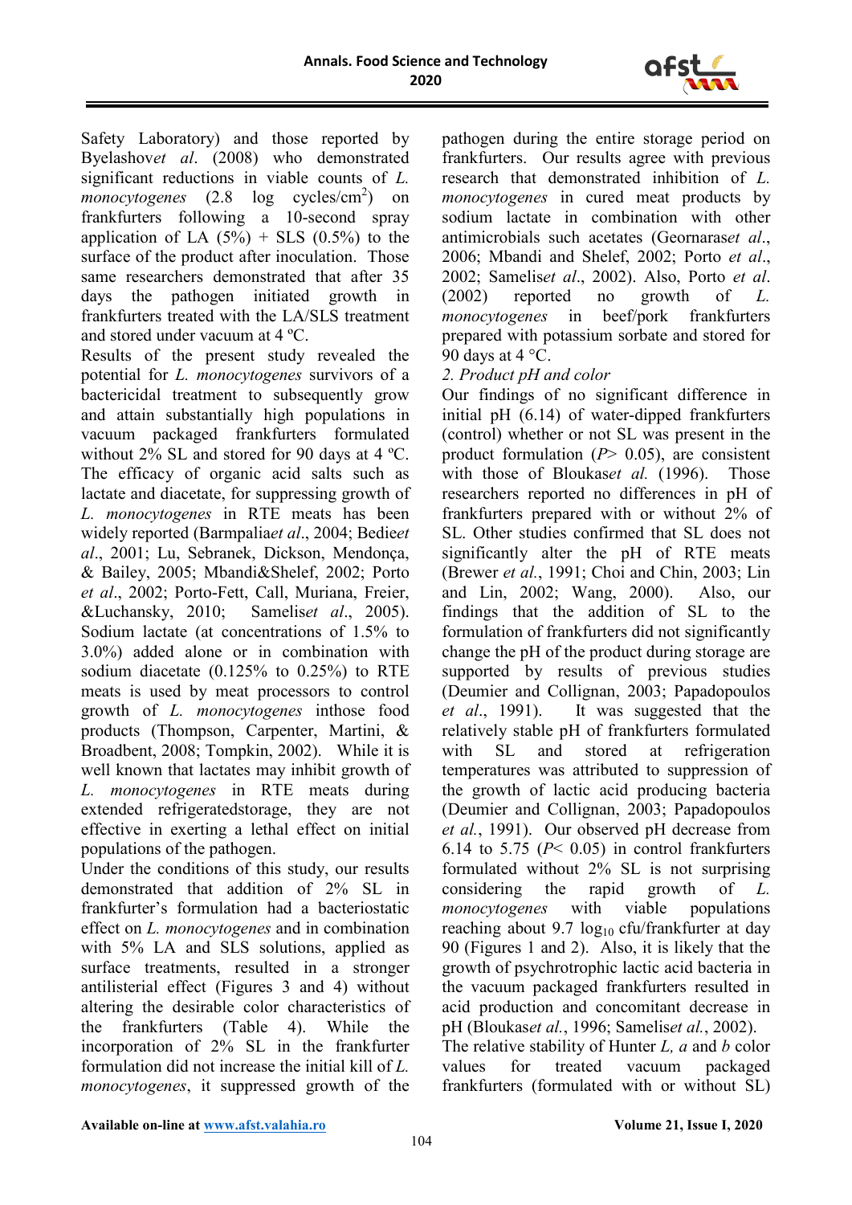Safety Laboratory) and those reported by Byelashov*et al*. (2008) who demonstrated significant reductions in viable counts of *L. monocytogenes* (2.8 log cycles/$cm^2$) on frankfurters following a 10-second spray application of LA (5%) + SLS (0.5%) to the surface of the product after inoculation. Those same researchers demonstrated that after 35 days the pathogen initiated growth in frankfurters treated with the LA/SLS treatment and stored under vacuum at 4 ºC.

Results of the present study revealed the potential for *L. monocytogenes* survivors of a bactericidal treatment to subsequently grow and attain substantially high populations in vacuum packaged frankfurters formulated without 2% SL and stored for 90 days at 4 ºC. The efficacy of organic acid salts such as lactate and diacetate, for suppressing growth of *L. monocytogenes* in RTE meats has been widely reported (Barmpalia*et al*., 2004; Bedie*et al*., 2001; Lu, Sebranek, Dickson, Mendonça, & Bailey, 2005; Mbandi&Shelef, 2002; Porto *et al*., 2002; Porto-Fett, Call, Muriana, Freier, &Luchansky, 2010; Samelis*et al*., 2005). Sodium lactate (at concentrations of 1.5% to 3.0%) added alone or in combination with sodium diacetate (0.125% to 0.25%) to RTE meats is used by meat processors to control growth of *L. monocytogenes* inthose food products (Thompson, Carpenter, Martini, & Broadbent, 2008; Tompkin, 2002). While it is well known that lactates may inhibit growth of *L. monocytogenes* in RTE meats during extended refrigeratedstorage, they are not effective in exerting a lethal effect on initial populations of the pathogen.

Under the conditions of this study, our results demonstrated that addition of 2% SL in frankfurter's formulation had a bacteriostatic effect on *L. monocytogenes* and in combination with 5% LA and SLS solutions, applied as surface treatments, resulted in a stronger antilisterial effect (Figures 3 and 4) without altering the desirable color characteristics of the frankfurters (Table 4). While the incorporation of 2% SL in the frankfurter formulation did not increase the initial kill of *L. monocytogenes*, it suppressed growth of the pathogen during the entire storage period on frankfurters. Our results agree with previous research that demonstrated inhibition of *L. monocytogenes* in cured meat products by sodium lactate in combination with other antimicrobials such acetates (Geornaras*et al*., 2006; Mbandi and Shelef, 2002; Porto *et al*., 2002; Samelis*et al*., 2002). Also, Porto *et al*. (2002) reported no growth of *L. monocytogenes* in beef/pork frankfurters prepared with potassium sorbate and stored for 90 days at 4 °C.

*2. Product pH and color*

Our findings of no significant difference in initial pH (6.14) of water-dipped frankfurters (control) whether or not SL was present in the product formulation ($P > 0.05$), are consistent with those of Bloukas*et al.* (1996). Those researchers reported no differences in pH of frankfurters prepared with or without 2% of SL. Other studies confirmed that SL does not significantly alter the pH of RTE meats (Brewer *et al.*, 1991; Choi and Chin, 2003; Lin and Lin, 2002; Wang, 2000). Also, our findings that the addition of SL to the formulation of frankfurters did not significantly change the pH of the product during storage are supported by results of previous studies (Deumier and Collignan, 2003; Papadopoulos *et al*., 1991). It was suggested that the relatively stable pH of frankfurters formulated with SL and stored at refrigeration temperatures was attributed to suppression of the growth of lactic acid producing bacteria (Deumier and Collignan, 2003; Papadopoulos *et al.*, 1991). Our observed pH decrease from 6.14 to 5.75 ($P < 0.05$) in control frankfurters formulated without 2% SL is not surprising considering the rapid growth of *L. monocytogenes* with viable populations reaching about 9.7 $\log_{10}$ cfu/frankfurter at day 90 (Figures 1 and 2). Also, it is likely that the growth of psychrotrophic lactic acid bacteria in the vacuum packaged frankfurters resulted in acid production and concomitant decrease in pH (Bloukas*et al.*, 1996; Samelis*et al.*, 2002).

The relative stability of Hunter *L, a* and *b* color values for treated vacuum packaged frankfurters (formulated with or without SL)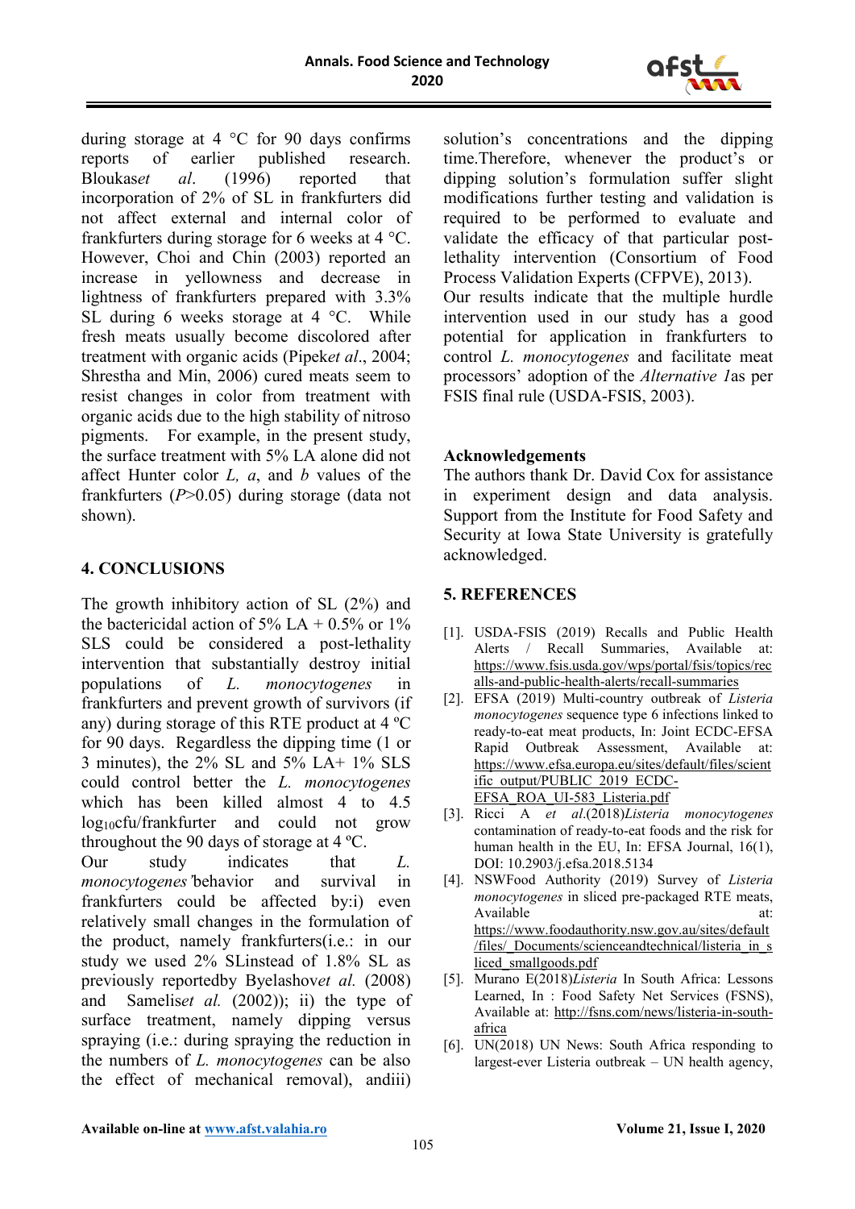during storage at 4 °C for 90 days confirms reports of earlier published research. Bloukas*et al*. (1996) reported that incorporation of 2% of SL in frankfurters did not affect external and internal color of frankfurters during storage for 6 weeks at 4 °C. However, Choi and Chin (2003) reported an increase in yellowness and decrease in lightness of frankfurters prepared with 3.3% SL during 6 weeks storage at 4 °C. While fresh meats usually become discolored after treatment with organic acids (Pipek*et al*., 2004; Shrestha and Min, 2006) cured meats seem to resist changes in color from treatment with organic acids due to the high stability of nitroso pigments. For example, in the present study, the surface treatment with 5% LA alone did not affect Hunter color *L, a*, and *b* values of the frankfurters ($P$>0.05) during storage (data not shown).

## 4. CONCLUSIONS

The growth inhibitory action of SL (2%) and the bactericidal action of 5% LA + 0.5% or 1% SLS could be considered a post-lethality intervention that substantially destroy initial populations of *L. monocytogenes* in frankfurters and prevent growth of survivors (if any) during storage of this RTE product at 4 ºC for 90 days. Regardless the dipping time (1 or 3 minutes), the 2% SL and 5% LA+ 1% SLS could control better the *L. monocytogenes* which has been killed almost 4 to 4.5 $\log_{10}$cfu/frankfurter and could not grow throughout the 90 days of storage at 4 ºC.

Our study indicates that *L. monocytogenes'* behavior and survival in frankfurters could be affected by:i) even relatively small changes in the formulation of the product, namely frankfurters(i.e.: in our study we used 2% SLinstead of 1.8% SL as previously reportedby Byelashov*et al.* (2008) and Samelis*et al.* (2002)); ii) the type of surface treatment, namely dipping versus spraying (i.e.: during spraying the reduction in the numbers of *L. monocytogenes* can be also the effect of mechanical removal), andiii) solution's concentrations and the dipping time.Therefore, whenever the product's or dipping solution's formulation suffer slight modifications further testing and validation is required to be performed to evaluate and validate the efficacy of that particular post-lethality intervention (Consortium of Food Process Validation Experts (CFPVE), 2013).

Our results indicate that the multiple hurdle intervention used in our study has a good potential for application in frankfurters to control *L. monocytogenes* and facilitate meat processors' adoption of the *Alternative 1*as per FSIS final rule (USDA-FSIS, 2003).

## Acknowledgements

The authors thank Dr. David Cox for assistance in experiment design and data analysis. Support from the Institute for Food Safety and Security at Iowa State University is gratefully acknowledged.

## 5. REFERENCES

[1]. USDA-FSIS (2019) Recalls and Public Health Alerts / Recall Summaries, Available at: https://www.fsis.usda.gov/wps/portal/fsis/topics/recalls-and-public-health-alerts/recall-summaries

[2]. EFSA (2019) Multi-country outbreak of *Listeria monocytogenes* sequence type 6 infections linked to ready-to-eat meat products, In: Joint ECDC-EFSA Rapid Outbreak Assessment, Available at: https://www.efsa.europa.eu/sites/default/files/scientific_output/PUBLIC_2019_ECDC-EFSA_ROA_UI-583_Listeria.pdf

[3]. Ricci A *et al*.(2018)*Listeria monocytogenes* contamination of ready-to-eat foods and the risk for human health in the EU, In: EFSA Journal, 16(1), DOI: 10.2903/j.efsa.2018.5134

[4]. NSWFood Authority (2019) Survey of *Listeria monocytogenes* in sliced pre-packaged RTE meats, Available at: https://www.foodauthority.nsw.gov.au/sites/default/files/_Documents/scienceandtechnical/listeria_in_sliced_smallgoods.pdf

[5]. Murano E(2018)*Listeria* In South Africa: Lessons Learned, In : Food Safety Net Services (FSNS), Available at: http://fsns.com/news/listeria-in-south-africa

[6]. UN(2018) UN News: South Africa responding to largest-ever Listeria outbreak – UN health agency,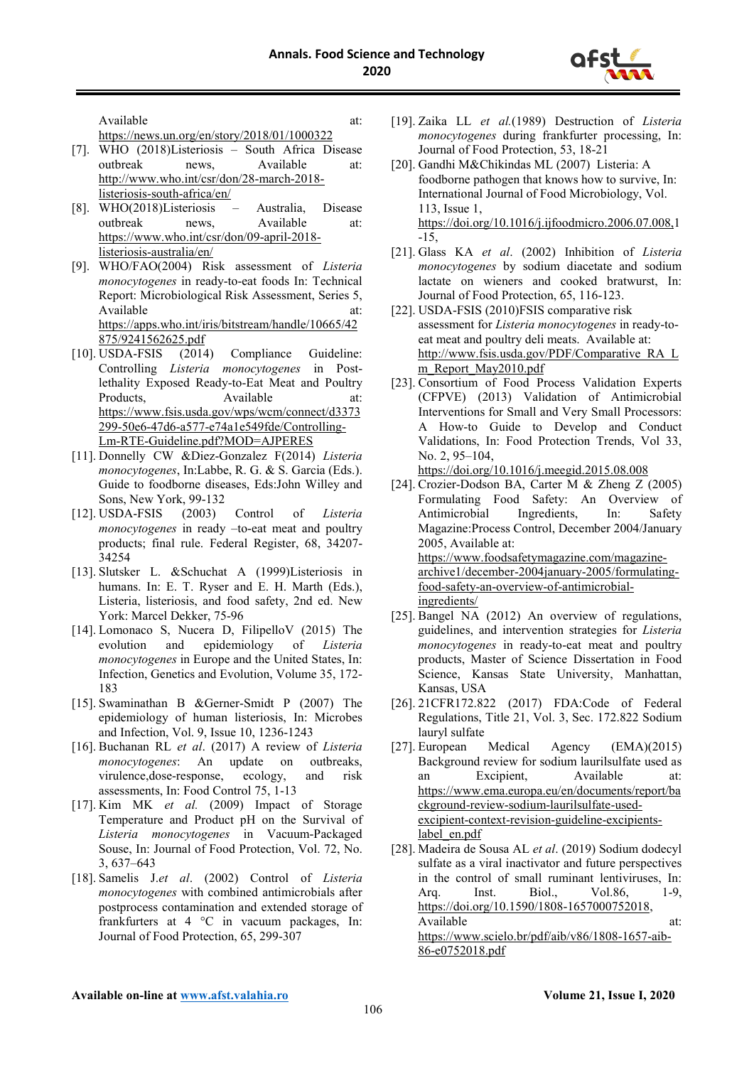Available at: https://news.un.org/en/story/2018/01/1000322

[7]. WHO (2018)Listeriosis – South Africa Disease outbreak news, Available at: http://www.who.int/csr/don/28-march-2018-listeriosis-south-africa/en/

[8]. WHO(2018)Listeriosis – Australia, Disease outbreak news, Available at: https://www.who.int/csr/don/09-april-2018-listeriosis-australia/en/

[9]. WHO/FAO(2004) Risk assessment of *Listeria monocytogenes* in ready-to-eat foods In: Technical Report: Microbiological Risk Assessment, Series 5, Available at: https://apps.who.int/iris/bitstream/handle/10665/42875/9241562625.pdf

[10]. USDA-FSIS (2014) Compliance Guideline: Controlling *Listeria monocytogenes* in Post-lethality Exposed Ready-to-Eat Meat and Poultry Products, Available at: https://www.fsis.usda.gov/wps/wcm/connect/d3373299-50e6-47d6-a577-e74a1e549fde/Controlling-Lm-RTE-Guideline.pdf?MOD=AJPERES

[11]. Donnelly CW &Diez-Gonzalez F(2014) *Listeria monocytogenes*, In:Labbe, R. G. & S. Garcia (Eds.). Guide to foodborne diseases, Eds:John Willey and Sons, New York, 99-132

[12]. USDA-FSIS (2003) Control of *Listeria monocytogenes* in ready –to-eat meat and poultry products; final rule. Federal Register, 68, 34207-34254

[13]. Slutsker L. &Schuchat A (1999)Listeriosis in humans. In: E. T. Ryser and E. H. Marth (Eds.), Listeria, listeriosis, and food safety, 2nd ed. New York: Marcel Dekker, 75-96

[14]. Lomonaco S, Nucera D, FilipelloV (2015) The evolution and epidemiology of *Listeria monocytogenes* in Europe and the United States, In: Infection, Genetics and Evolution, Volume 35, 172-183

[15]. Swaminathan B &Gerner-Smidt P (2007) The epidemiology of human listeriosis, In: Microbes and Infection, Vol. 9, Issue 10, 1236-1243

[16]. Buchanan RL *et al*. (2017) A review of *Listeria monocytogenes*: An update on outbreaks, virulence,dose-response, ecology, and risk assessments, In: Food Control 75, 1-13

[17]. Kim MK *et al.* (2009) Impact of Storage Temperature and Product pH on the Survival of *Listeria monocytogenes* in Vacuum-Packaged Souse, In: Journal of Food Protection, Vol. 72, No. 3, 637–643

[18]. Samelis J.*et al*. (2002) Control of *Listeria monocytogenes* with combined antimicrobials after postprocess contamination and extended storage of frankfurters at 4 °C in vacuum packages, In: Journal of Food Protection, 65, 299-307

[19]. Zaika LL *et al.*(1989) Destruction of *Listeria monocytogenes* during frankfurter processing, In: Journal of Food Protection, 53, 18-21

[20]. Gandhi M&Chikindas ML (2007) Listeria: A foodborne pathogen that knows how to survive, In: International Journal of Food Microbiology, Vol. 113, Issue 1, https://doi.org/10.1016/j.ijfoodmicro.2006.07.008,1-15,

[21]. Glass KA *et al*. (2002) Inhibition of *Listeria monocytogenes* by sodium diacetate and sodium lactate on wieners and cooked bratwurst, In: Journal of Food Protection, 65, 116-123.

[22]. USDA-FSIS (2010)FSIS comparative risk assessment for *Listeria monocytogenes* in ready-to-eat meat and poultry deli meats. Available at: http://www.fsis.usda.gov/PDF/Comparative_RA_Lm_Report_May2010.pdf

[23]. Consortium of Food Process Validation Experts (CFPVE) (2013) Validation of Antimicrobial Interventions for Small and Very Small Processors: A How-to Guide to Develop and Conduct Validations, In: Food Protection Trends, Vol 33, No. 2, 95–104, https://doi.org/10.1016/j.meegid.2015.08.008

[24]. Crozier-Dodson BA, Carter M & Zheng Z (2005) Formulating Food Safety: An Overview of Antimicrobial Ingredients, In: Safety Magazine:Process Control, December 2004/January 2005, Available at: https://www.foodsafetymagazine.com/magazine-archive1/december-2004january-2005/formulating-food-safety-an-overview-of-antimicrobial-ingredients/

[25]. Bangel NA (2012) An overview of regulations, guidelines, and intervention strategies for *Listeria monocytogenes* in ready-to-eat meat and poultry products, Master of Science Dissertation in Food Science, Kansas State University, Manhattan, Kansas, USA

[26]. 21CFR172.822 (2017) FDA:Code of Federal Regulations, Title 21, Vol. 3, Sec. 172.822 Sodium lauryl sulfate

[27]. European Medical Agency (EMA)(2015) Background review for sodium laurilsulfate used as an Excipient, Available at: https://www.ema.europa.eu/en/documents/report/background-review-sodium-laurilsulfate-used-excipient-context-revision-guideline-excipients-label_en.pdf

[28]. Madeira de Sousa AL *et al*. (2019) Sodium dodecyl sulfate as a viral inactivator and future perspectives in the control of small ruminant lentiviruses, In: Arq. Inst. Biol., Vol.86, 1-9, https://doi.org/10.1590/1808-1657000752018, Available at: https://www.scielo.br/pdf/aib/v86/1808-1657-aib-86-e0752018.pdf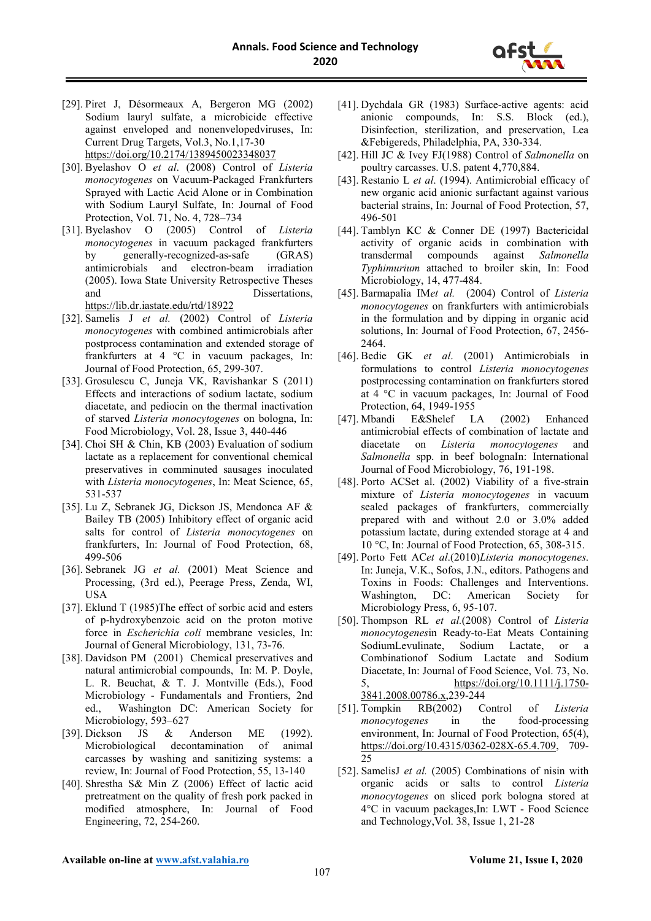[29]. Piret J, Désormeaux A, Bergeron MG (2002) Sodium lauryl sulfate, a microbicide effective against enveloped and nonenvelopedviruses, In: Current Drug Targets, Vol.3, No.1,17-30 https://doi.org/10.2174/1389450023348037

[30]. Byelashov O *et al*. (2008) Control of *Listeria monocytogenes* on Vacuum-Packaged Frankfurters Sprayed with Lactic Acid Alone or in Combination with Sodium Lauryl Sulfate, In: Journal of Food Protection, Vol. 71, No. 4, 728–734

[31]. Byelashov O (2005) Control of *Listeria monocytogenes* in vacuum packaged frankfurters by generally-recognized-as-safe (GRAS) antimicrobials and electron-beam irradiation (2005). Iowa State University Retrospective Theses and Dissertations, https://lib.dr.iastate.edu/rtd/18922

[32]. Samelis J *et al.* (2002) Control of *Listeria monocytogenes* with combined antimicrobials after postprocess contamination and extended storage of frankfurters at 4 °C in vacuum packages, In: Journal of Food Protection, 65, 299-307.

[33]. Grosulescu C, Juneja VK, Ravishankar S (2011) Effects and interactions of sodium lactate, sodium diacetate, and pediocin on the thermal inactivation of starved *Listeria monocytogenes* on bologna, In: Food Microbiology, Vol. 28, Issue 3, 440-446

[34]. Choi SH & Chin, KB (2003) Evaluation of sodium lactate as a replacement for conventional chemical preservatives in comminuted sausages inoculated with *Listeria monocytogenes*, In: Meat Science, 65, 531-537

[35]. Lu Z, Sebranek JG, Dickson JS, Mendonca AF & Bailey TB (2005) Inhibitory effect of organic acid salts for control of *Listeria monocytogenes* on frankfurters, In: Journal of Food Protection, 68, 499-506

[36]. Sebranek JG *et al.* (2001) Meat Science and Processing, (3rd ed.), Peerage Press, Zenda, WI, USA

[37]. Eklund T (1985)The effect of sorbic acid and esters of p-hydroxybenzoic acid on the proton motive force in *Escherichia coli* membrane vesicles, In: Journal of General Microbiology, 131, 73-76.

[38]. Davidson PM (2001) Chemical preservatives and natural antimicrobial compounds, In: M. P. Doyle, L. R. Beuchat, & T. J. Montville (Eds.), Food Microbiology - Fundamentals and Frontiers, 2nd ed., Washington DC: American Society for Microbiology, 593–627

[39]. Dickson JS & Anderson ME (1992). Microbiological decontamination of animal carcasses by washing and sanitizing systems: a review, In: Journal of Food Protection, 55, 13-140

[40]. Shrestha S& Min Z (2006) Effect of lactic acid pretreatment on the quality of fresh pork packed in modified atmosphere, In: Journal of Food Engineering, 72, 254-260.

[41]. Dychdala GR (1983) Surface-active agents: acid anionic compounds, In: S.S. Block (ed.), Disinfection, sterilization, and preservation, Lea &Febigereds, Philadelphia, PA, 330-334.

[42]. Hill JC & Ivey FJ(1988) Control of *Salmonella* on poultry carcasses. U.S. patent 4,770,884.

[43]. Restanio L *et al*. (1994). Antimicrobial efficacy of new organic acid anionic surfactant against various bacterial strains, In: Journal of Food Protection, 57, 496-501

[44]. Tamblyn KC & Conner DE (1997) Bactericidal activity of organic acids in combination with transdermal compounds against *Salmonella Typhimurium* attached to broiler skin, In: Food Microbiology, 14, 477-484.

[45]. Barmapalia IM*et al.* (2004) Control of *Listeria monocytogenes* on frankfurters with antimicrobials in the formulation and by dipping in organic acid solutions, In: Journal of Food Protection, 67, 2456-2464.

[46]. Bedie GK *et al*. (2001) Antimicrobials in formulations to control *Listeria monocytogenes* postprocessing contamination on frankfurters stored at 4 °C in vacuum packages, In: Journal of Food Protection, 64, 1949-1955

[47]. Mbandi E&Shelef LA (2002) Enhanced antimicrobial effects of combination of lactate and diacetate on *Listeria monocytogenes* and *Salmonella* spp. in beef bolognaIn: International Journal of Food Microbiology, 76, 191-198.

[48]. Porto ACSet al. (2002) Viability of a five-strain mixture of *Listeria monocytogenes* in vacuum sealed packages of frankfurters, commercially prepared with and without 2.0 or 3.0% added potassium lactate, during extended storage at 4 and 10 °C, In: Journal of Food Protection, 65, 308-315.

[49]. Porto Fett AC*et al*.(2010)*Listeria monocytogenes*. In: Juneja, V.K., Sofos, J.N., editors. Pathogens and Toxins in Foods: Challenges and Interventions. Washington, DC: American Society for Microbiology Press, 6, 95-107.

[50]. Thompson RL *et al.*(2008) Control of *Listeria monocytogenes*in Ready-to-Eat Meats Containing SodiumLevulinate, Sodium Lactate, or a Combinationof Sodium Lactate and Sodium Diacetate, In: Journal of Food Science, Vol. 73, No. 5, https://doi.org/10.1111/j.1750-3841.2008.00786.x,239-244

[51]. Tompkin RB(2002) Control of *Listeria monocytogenes* in the food-processing environment, In: Journal of Food Protection, 65(4), https://doi.org/10.4315/0362-028X-65.4.709, 709-25

[52]. SamelisJ *et al.* (2005) Combinations of nisin with organic acids or salts to control *Listeria monocytogenes* on sliced pork bologna stored at 4°C in vacuum packages,In: LWT - Food Science and Technology,Vol. 38, Issue 1, 21-28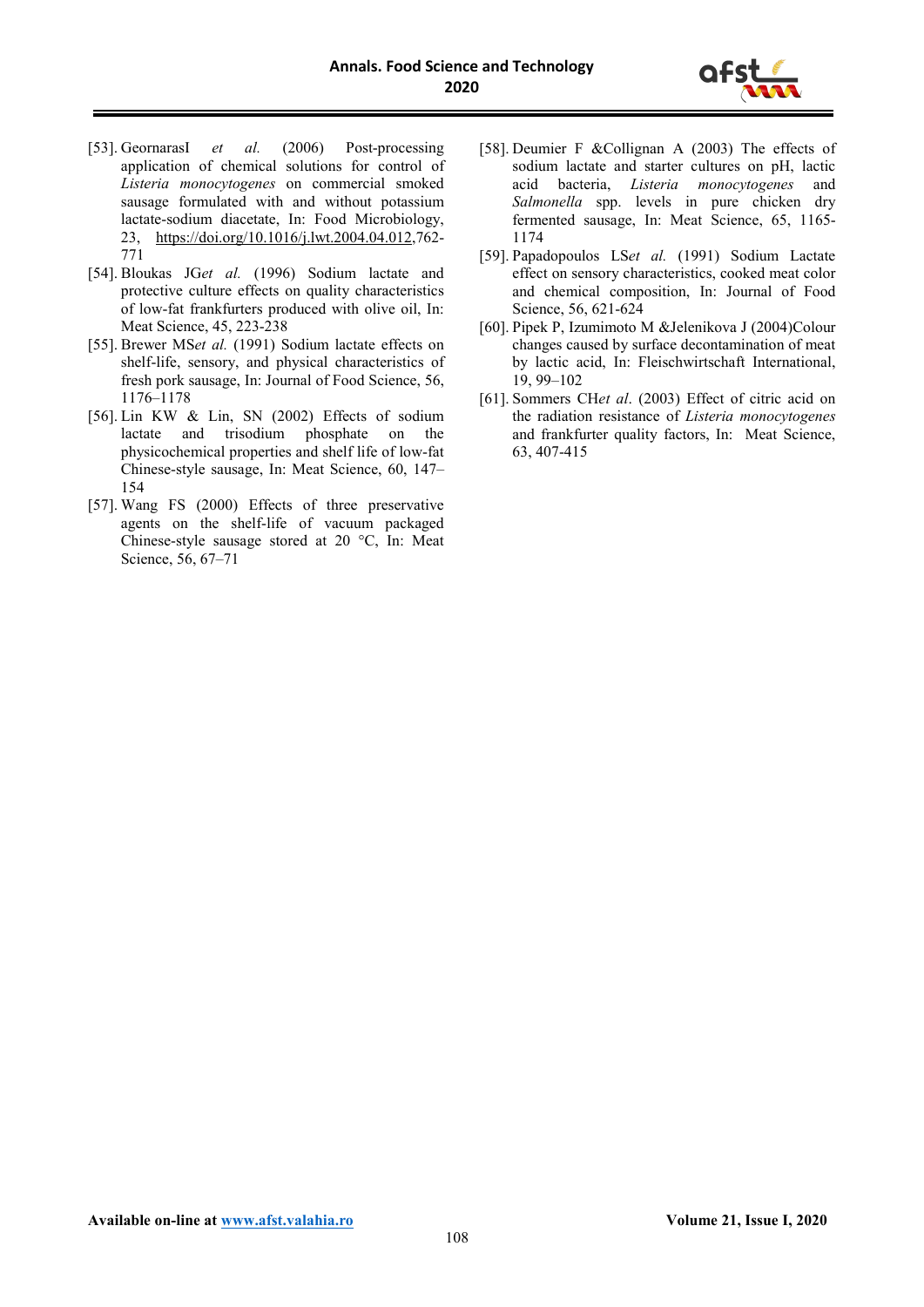[53]. GeornarasI *et al.* (2006) Post-processing application of chemical solutions for control of *Listeria monocytogenes* on commercial smoked sausage formulated with and without potassium lactate-sodium diacetate, In: Food Microbiology, 23, https://doi.org/10.1016/j.lwt.2004.04.012,762-771

[54]. Bloukas JG*et al.* (1996) Sodium lactate and protective culture effects on quality characteristics of low-fat frankfurters produced with olive oil, In: Meat Science, 45, 223-238

[55]. Brewer MS*et al.* (1991) Sodium lactate effects on shelf-life, sensory, and physical characteristics of fresh pork sausage, In: Journal of Food Science, 56, 1176–1178

[56]. Lin KW & Lin, SN (2002) Effects of sodium lactate and trisodium phosphate on the physicochemical properties and shelf life of low-fat Chinese-style sausage, In: Meat Science, 60, 147–154

[57]. Wang FS (2000) Effects of three preservative agents on the shelf-life of vacuum packaged Chinese-style sausage stored at 20 °C, In: Meat Science, 56, 67–71

[58]. Deumier F &Collignan A (2003) The effects of sodium lactate and starter cultures on pH, lactic acid bacteria, *Listeria monocytogenes* and *Salmonella* spp. levels in pure chicken dry fermented sausage, In: Meat Science, 65, 1165-1174

[59]. Papadopoulos LS*et al.* (1991) Sodium Lactate effect on sensory characteristics, cooked meat color and chemical composition, In: Journal of Food Science, 56, 621-624

[60]. Pipek P, Izumimoto M &Jelenikova J (2004)Colour changes caused by surface decontamination of meat by lactic acid, In: Fleischwirtschaft International, 19, 99–102

[61]. Sommers CH*et al*. (2003) Effect of citric acid on the radiation resistance of *Listeria monocytogenes* and frankfurter quality factors, In: Meat Science, 63, 407-415